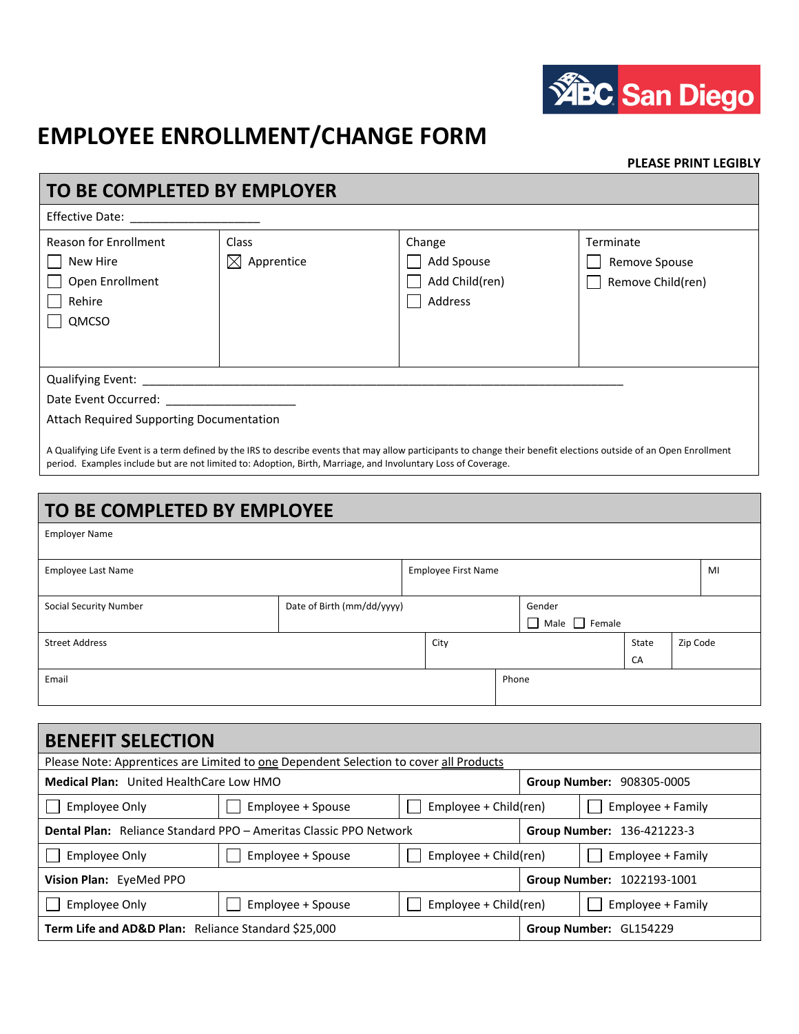# EMPLOYEE ENROLLMENT/CHANGE FORM

**PLEASE PRINT LEGIBLY**

## TO BE COMPLETED BY EMPLOYER

Effective Date: ____________________

| Reason for Enrollment | Class | Change | Terminate |
|---|---|---|---|
| ☐ New Hire | ☒ Apprentice | ☐ Add Spouse | ☐ Remove Spouse |
| ☐ Open Enrollment | | ☐ Add Child(ren) | ☐ Remove Child(ren) |
| ☐ Rehire | | ☐ Address | |
| ☐ QMCSO | | | |

Qualifying Event: ________________________________________________________________________________

Date Event Occurred: ____________________

Attach Required Supporting Documentation

A Qualifying Life Event is a term defined by the IRS to describe events that may allow participants to change their benefit elections outside of an Open Enrollment period. Examples include but are not limited to: Adoption, Birth, Marriage, and Involuntary Loss of Coverage.

## TO BE COMPLETED BY EMPLOYEE

Employer Name

| Employee Last Name | Employee First Name | MI |
|---|---|---|
| | | |

| Social Security Number | Date of Birth (mm/dd/yyyy) | Gender |
|---|---|---|
| | | ☐ Male ☐ Female |

| Street Address | City | State | Zip Code |
|---|---|---|---|
| | | CA | |

| Email | Phone |
|---|---|
| | |

## BENEFIT SELECTION

Please Note: Apprentices are Limited to one Dependent Selection to cover all Products

| **Medical Plan:** United HealthCare Low HMO | | **Group Number:** 908305-0005 | |
|---|---|---|---|
| ☐ Employee Only | ☐ Employee + Spouse | ☐ Employee + Child(ren) | ☐ Employee + Family |
| **Dental Plan:** Reliance Standard PPO – Ameritas Classic PPO Network | | **Group Number:** 136-421223-3 | |
| ☐ Employee Only | ☐ Employee + Spouse | ☐ Employee + Child(ren) | ☐ Employee + Family |
| **Vision Plan:** EyeMed PPO | | **Group Number:** 1022193-1001 | |
| ☐ Employee Only | ☐ Employee + Spouse | ☐ Employee + Child(ren) | ☐ Employee + Family |
| **Term Life and AD&D Plan:** Reliance Standard $25,000 | | **Group Number:** GL154229 | |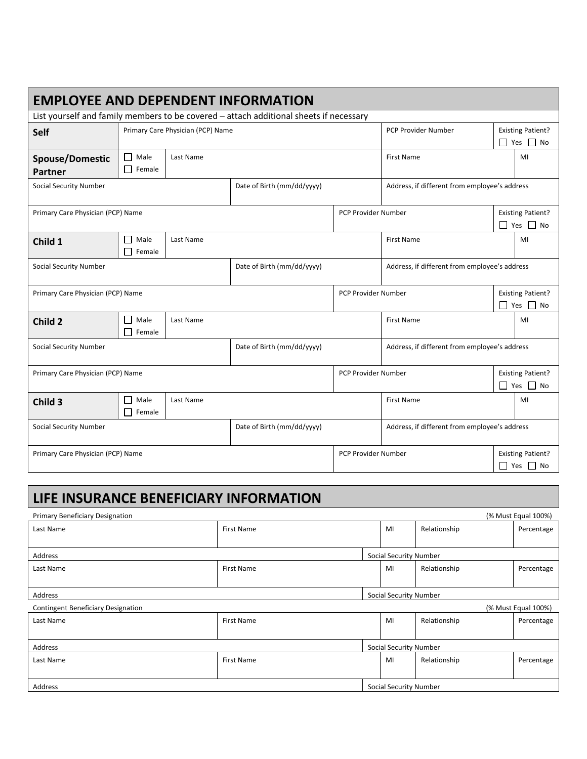## EMPLOYEE AND DEPENDENT INFORMATION

List yourself and family members to be covered – attach additional sheets if necessary

| **Self** | Primary Care Physician (PCP) Name | | PCP Provider Number | Existing Patient? ☐ Yes ☐ No |
|---|---|---|---|---|
| **Spouse/Domestic Partner** | ☐ Male ☐ Female | Last Name | First Name | MI |
| Social Security Number | | Date of Birth (mm/dd/yyyy) | Address, if different from employee's address | |
| Primary Care Physician (PCP) Name | | | PCP Provider Number | Existing Patient? ☐ Yes ☐ No |
| **Child 1** | ☐ Male ☐ Female | Last Name | First Name | MI |
| Social Security Number | | Date of Birth (mm/dd/yyyy) | Address, if different from employee's address | |
| Primary Care Physician (PCP) Name | | | PCP Provider Number | Existing Patient? ☐ Yes ☐ No |
| **Child 2** | ☐ Male ☐ Female | Last Name | First Name | MI |
| Social Security Number | | Date of Birth (mm/dd/yyyy) | Address, if different from employee's address | |
| Primary Care Physician (PCP) Name | | | PCP Provider Number | Existing Patient? ☐ Yes ☐ No |
| **Child 3** | ☐ Male ☐ Female | Last Name | First Name | MI |
| Social Security Number | | Date of Birth (mm/dd/yyyy) | Address, if different from employee's address | |
| Primary Care Physician (PCP) Name | | | PCP Provider Number | Existing Patient? ☐ Yes ☐ No |

## LIFE INSURANCE BENEFICIARY INFORMATION

Primary Beneficiary Designation (% Must Equal 100%)

| Last Name | First Name | MI | Relationship | Percentage |
|---|---|---|---|---|
| Address | | Social Security Number | | |
| Last Name | First Name | MI | Relationship | Percentage |
| Address | | Social Security Number | | |

Contingent Beneficiary Designation (% Must Equal 100%)

| Last Name | First Name | MI | Relationship | Percentage |
|---|---|---|---|---|
| Address | | Social Security Number | | |
| Last Name | First Name | MI | Relationship | Percentage |
| Address | | Social Security Number | | |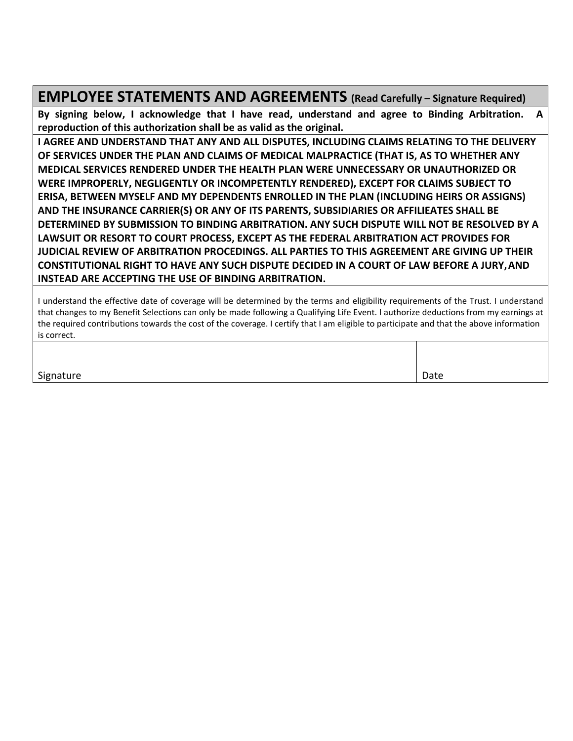## EMPLOYEE STATEMENTS AND AGREEMENTS (Read Carefully – Signature Required)

**By signing below, I acknowledge that I have read, understand and agree to Binding Arbitration. A reproduction of this authorization shall be as valid as the original.**

**I AGREE AND UNDERSTAND THAT ANY AND ALL DISPUTES, INCLUDING CLAIMS RELATING TO THE DELIVERY OF SERVICES UNDER THE PLAN AND CLAIMS OF MEDICAL MALPRACTICE (THAT IS, AS TO WHETHER ANY MEDICAL SERVICES RENDERED UNDER THE HEALTH PLAN WERE UNNECESSARY OR UNAUTHORIZED OR WERE IMPROPERLY, NEGLIGENTLY OR INCOMPETENTLY RENDERED), EXCEPT FOR CLAIMS SUBJECT TO ERISA, BETWEEN MYSELF AND MY DEPENDENTS ENROLLED IN THE PLAN (INCLUDING HEIRS OR ASSIGNS) AND THE INSURANCE CARRIER(S) OR ANY OF ITS PARENTS, SUBSIDIARIES OR AFFILIEATES SHALL BE DETERMINED BY SUBMISSION TO BINDING ARBITRATION. ANY SUCH DISPUTE WILL NOT BE RESOLVED BY A LAWSUIT OR RESORT TO COURT PROCESS, EXCEPT AS THE FEDERAL ARBITRATION ACT PROVIDES FOR JUDICIAL REVIEW OF ARBITRATION PROCEDINGS. ALL PARTIES TO THIS AGREEMENT ARE GIVING UP THEIR CONSTITUTIONAL RIGHT TO HAVE ANY SUCH DISPUTE DECIDED IN A COURT OF LAW BEFORE A JURY, AND INSTEAD ARE ACCEPTING THE USE OF BINDING ARBITRATION.**

I understand the effective date of coverage will be determined by the terms and eligibility requirements of the Trust. I understand that changes to my Benefit Selections can only be made following a Qualifying Life Event. I authorize deductions from my earnings at the required contributions towards the cost of the coverage. I certify that I am eligible to participate and that the above information is correct.

| | |
|---|---|
| Signature | Date |